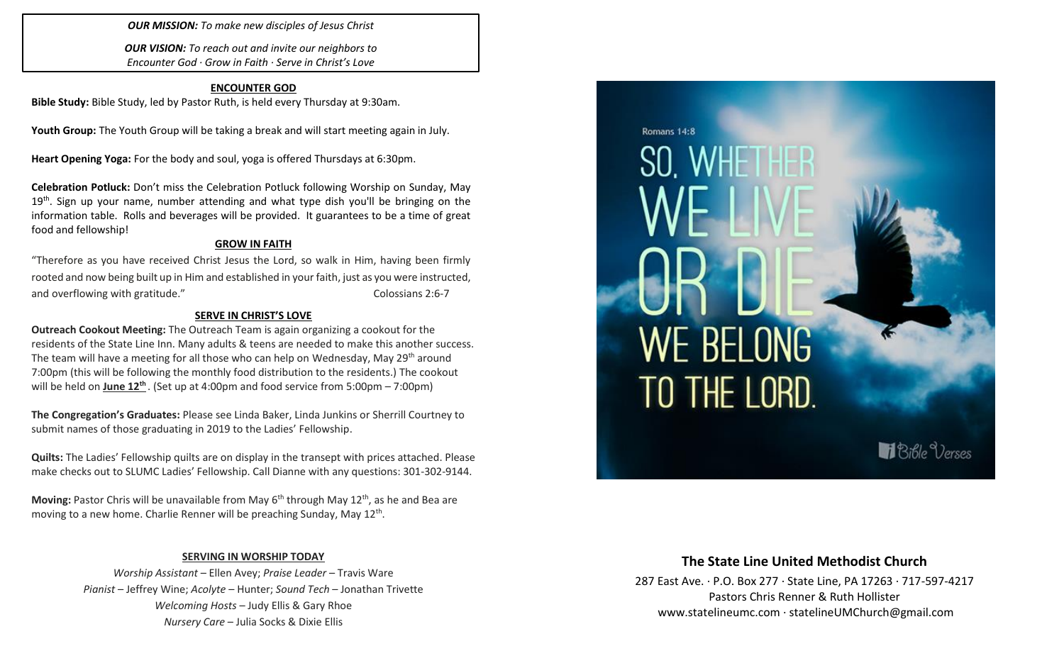***OUR MISSION:*** *To make new disciples of Jesus Christ*

***OUR VISION:*** *To reach out and invite our neighbors to Encounter God · Grow in Faith · Serve in Christ's Love*

## ENCOUNTER GOD

**Bible Study:** Bible Study, led by Pastor Ruth, is held every Thursday at 9:30am.

**Youth Group:** The Youth Group will be taking a break and will start meeting again in July.

**Heart Opening Yoga:** For the body and soul, yoga is offered Thursdays at 6:30pm.

**Celebration Potluck:** Don't miss the Celebration Potluck following Worship on Sunday, May 19th. Sign up your name, number attending and what type dish you'll be bringing on the information table. Rolls and beverages will be provided. It guarantees to be a time of great food and fellowship!

## GROW IN FAITH

"Therefore as you have received Christ Jesus the Lord, so walk in Him, having been firmly rooted and now being built up in Him and established in your faith, just as you were instructed, and overflowing with gratitude." Colossians 2:6-7

## SERVE IN CHRIST'S LOVE

**Outreach Cookout Meeting:** The Outreach Team is again organizing a cookout for the residents of the State Line Inn. Many adults & teens are needed to make this another success. The team will have a meeting for all those who can help on Wednesday, May 29th around 7:00pm (this will be following the monthly food distribution to the residents.) The cookout will be held on **June 12th**. (Set up at 4:00pm and food service from 5:00pm – 7:00pm)

**The Congregation's Graduates:** Please see Linda Baker, Linda Junkins or Sherrill Courtney to submit names of those graduating in 2019 to the Ladies' Fellowship.

**Quilts:** The Ladies' Fellowship quilts are on display in the transept with prices attached. Please make checks out to SLUMC Ladies' Fellowship. Call Dianne with any questions: 301-302-9144.

**Moving:** Pastor Chris will be unavailable from May 6th through May 12th, as he and Bea are moving to a new home. Charlie Renner will be preaching Sunday, May 12th.

## SERVING IN WORSHIP TODAY

*Worship Assistant* – Ellen Avey; *Praise Leader* – Travis Ware
*Pianist* – Jeffrey Wine; *Acolyte* – Hunter; *Sound Tech* – Jonathan Trivette
*Welcoming Hosts* – Judy Ellis & Gary Rhoe
*Nursery Care* – Julia Socks & Dixie Ellis

Romans 14:8

SO, WHETHER WE LIVE OR DIE WE BELONG TO THE LORD.

## The State Line United Methodist Church

287 East Ave. · P.O. Box 277 · State Line, PA 17263 · 717-597-4217
Pastors Chris Renner & Ruth Hollister
www.statelineumc.com · statelineUMChurch@gmail.com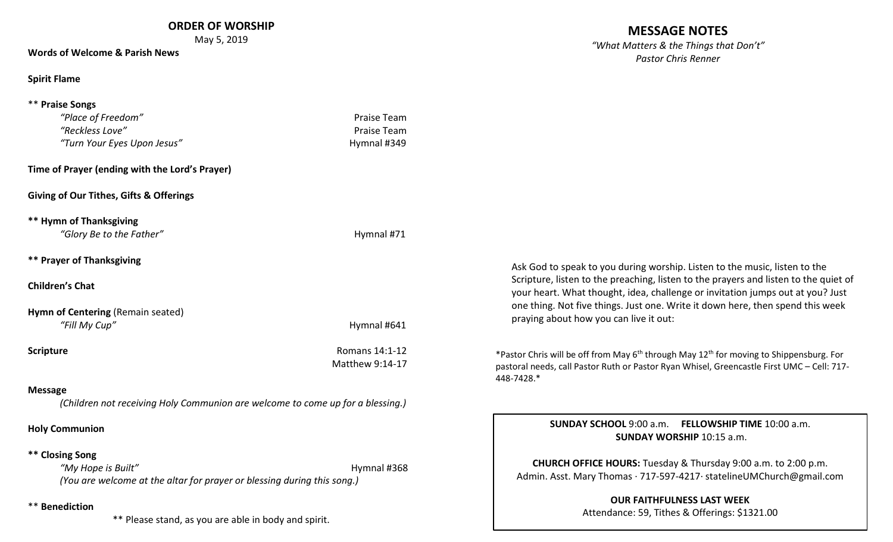## ORDER OF WORSHIP

May 5, 2019

**Words of Welcome & Parish News**

**Spirit Flame**

** **Praise Songs**

| | |
|---|---|
| *"Place of Freedom"* | Praise Team |
| *"Reckless Love"* | Praise Team |
| *"Turn Your Eyes Upon Jesus"* | Hymnal #349 |

**Time of Prayer (ending with the Lord's Prayer)**

**Giving of Our Tithes, Gifts & Offerings**

**** Hymn of Thanksgiving**

*"Glory Be to the Father"* — Hymnal #71

**** Prayer of Thanksgiving**

**Children's Chat**

**Hymn of Centering** (Remain seated)

*"Fill My Cup"* — Hymnal #641

**Scripture** — Romans 14:1-12, Matthew 9:14-17

**Message**

*(Children not receiving Holy Communion are welcome to come up for a blessing.)*

**Holy Communion**

**** Closing Song**

*"My Hope is Built"* — Hymnal #368

*(You are welcome at the altar for prayer or blessing during this song.)*

** **Benediction**

** Please stand, as you are able in body and spirit.

## MESSAGE NOTES

*"What Matters & the Things that Don't"*

*Pastor Chris Renner*

Ask God to speak to you during worship. Listen to the music, listen to the Scripture, listen to the preaching, listen to the prayers and listen to the quiet of your heart. What thought, idea, challenge or invitation jumps out at you? Just one thing. Not five things. Just one. Write it down here, then spend this week praying about how you can live it out:

*Pastor Chris will be off from May 6th through May 12th for moving to Shippensburg. For pastoral needs, call Pastor Ruth or Pastor Ryan Whisel, Greencastle First UMC – Cell: 717-448-7428.*

**SUNDAY SCHOOL** 9:00 a.m. **FELLOWSHIP TIME** 10:00 a.m.
**SUNDAY WORSHIP** 10:15 a.m.

**CHURCH OFFICE HOURS:** Tuesday & Thursday 9:00 a.m. to 2:00 p.m.
Admin. Asst. Mary Thomas · 717-597-4217· statelineUMChurch@gmail.com

**OUR FAITHFULNESS LAST WEEK**
Attendance: 59, Tithes & Offerings: $1321.00